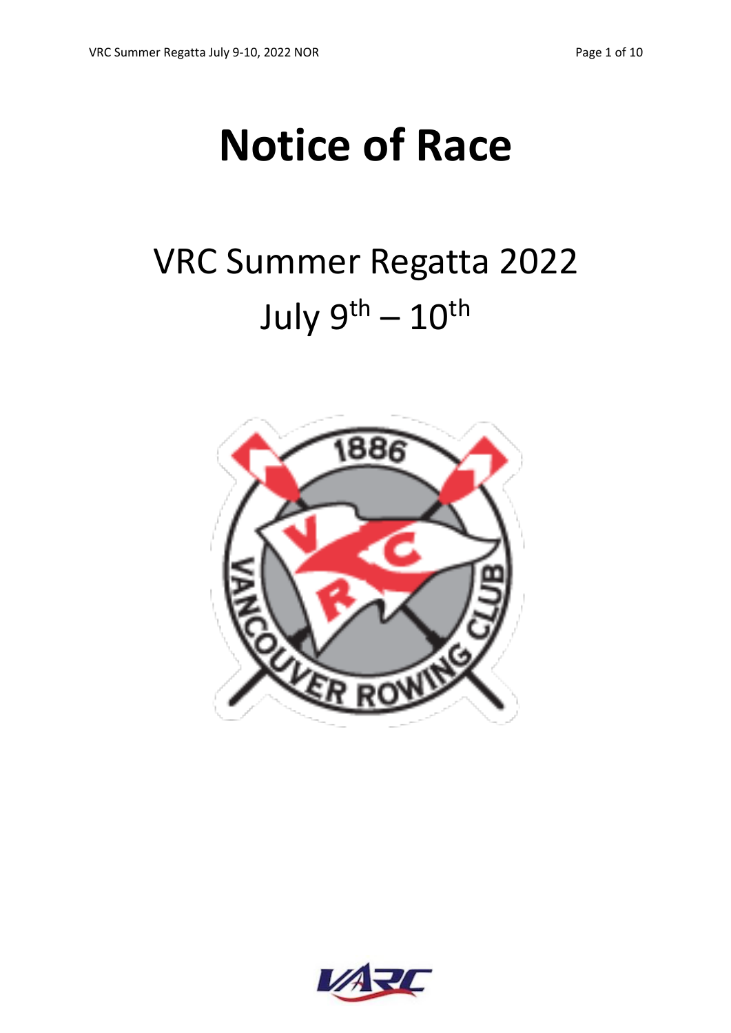# Notice of Race

## VRC Summer Regatta 2022

## July 9th – 10th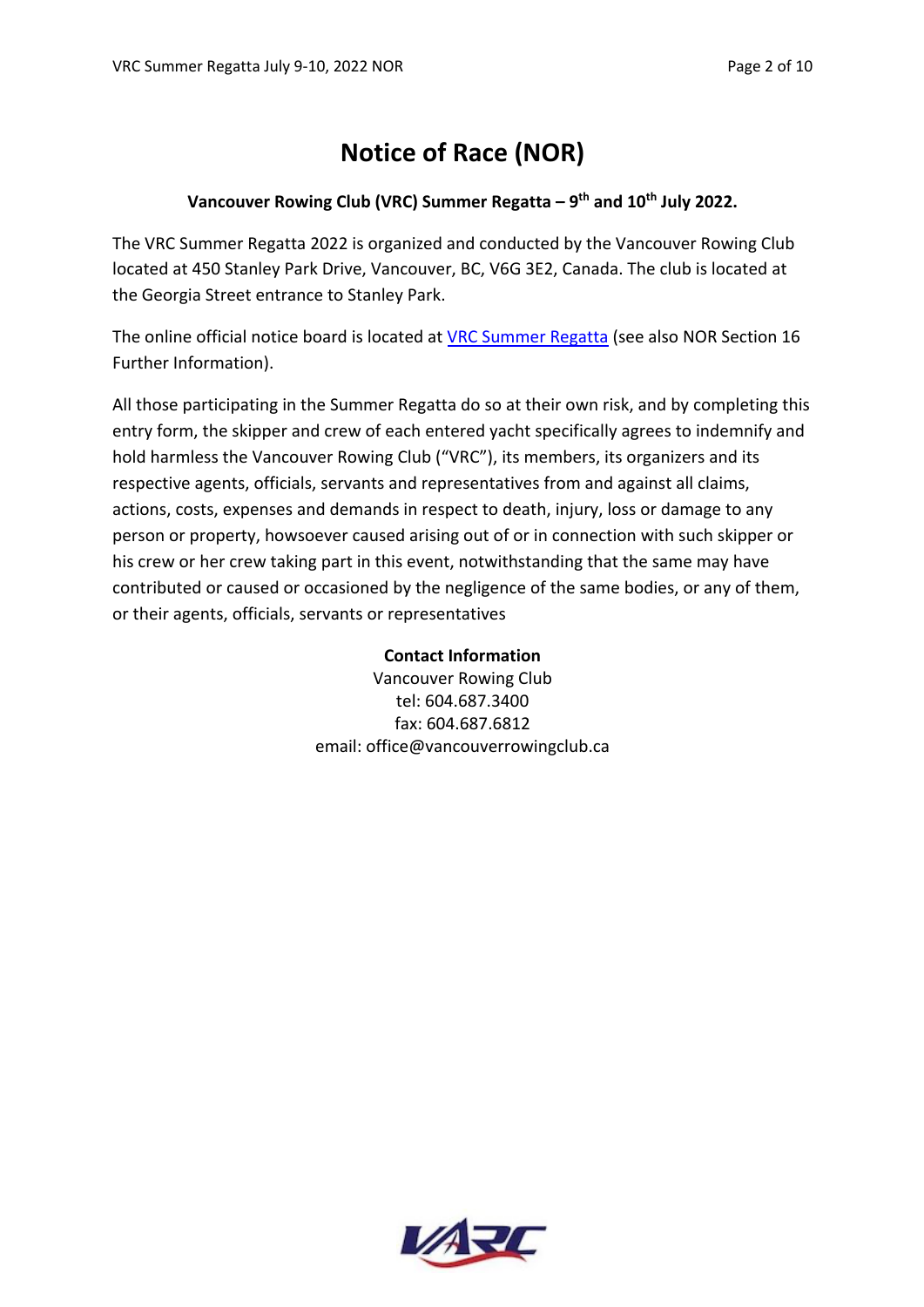# Notice of Race (NOR)

**Vancouver Rowing Club (VRC) Summer Regatta – 9th and 10th July 2022.**

The VRC Summer Regatta 2022 is organized and conducted by the Vancouver Rowing Club located at 450 Stanley Park Drive, Vancouver, BC, V6G 3E2, Canada. The club is located at the Georgia Street entrance to Stanley Park.

The online official notice board is located at [VRC Summer Regatta] (see also NOR Section 16 Further Information).

All those participating in the Summer Regatta do so at their own risk, and by completing this entry form, the skipper and crew of each entered yacht specifically agrees to indemnify and hold harmless the Vancouver Rowing Club ("VRC"), its members, its organizers and its respective agents, officials, servants and representatives from and against all claims, actions, costs, expenses and demands in respect to death, injury, loss or damage to any person or property, howsoever caused arising out of or in connection with such skipper or his crew or her crew taking part in this event, notwithstanding that the same may have contributed or caused or occasioned by the negligence of the same bodies, or any of them, or their agents, officials, servants or representatives

**Contact Information**
Vancouver Rowing Club
tel: 604.687.3400
fax: 604.687.6812
email: office@vancouverrowingclub.ca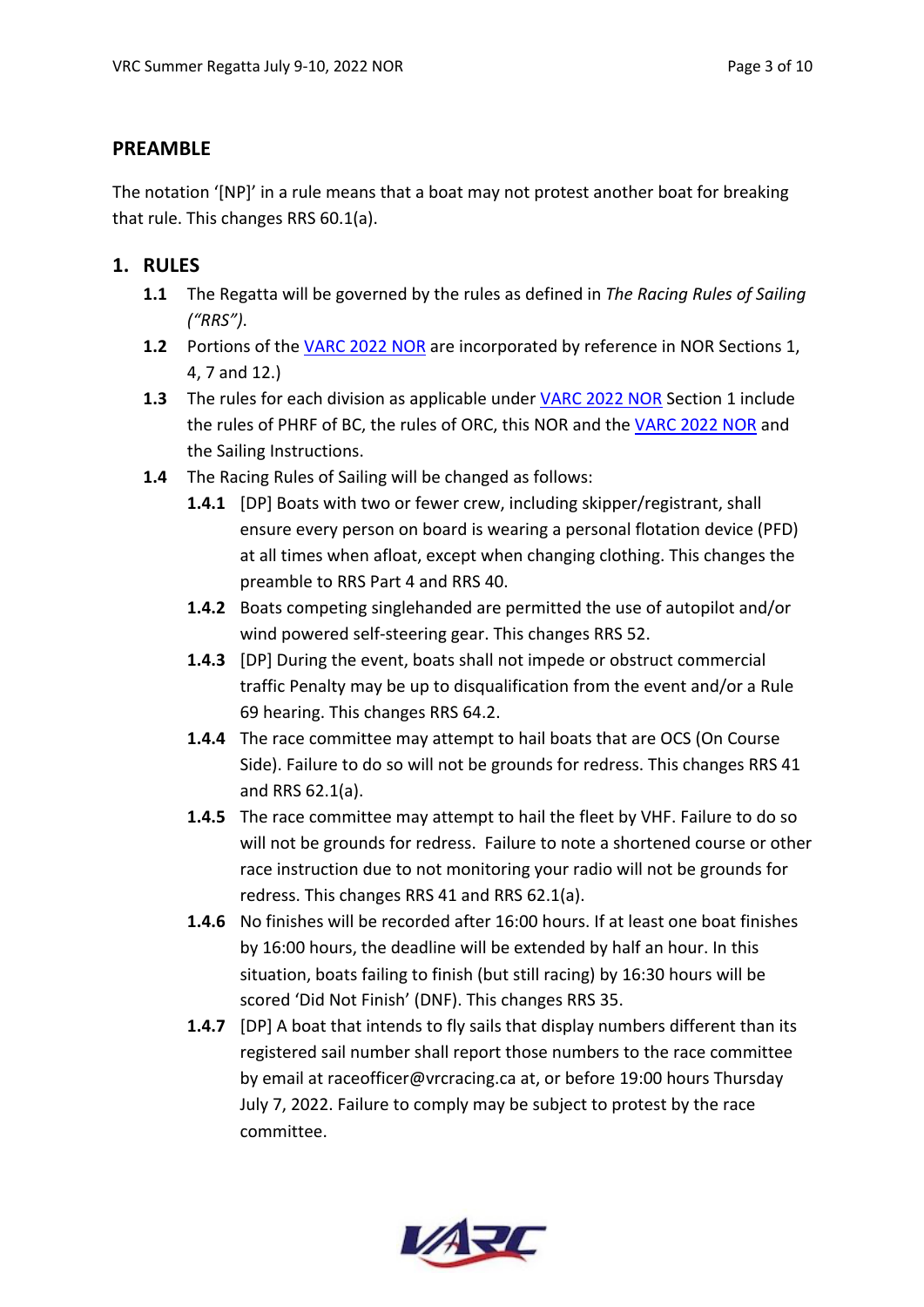## PREAMBLE

The notation '[NP]' in a rule means that a boat may not protest another boat for breaking that rule. This changes RRS 60.1(a).

## 1. RULES

**1.1** The Regatta will be governed by the rules as defined in *The Racing Rules of Sailing ("RRS")*.

**1.2** Portions of the VARC 2022 NOR are incorporated by reference in NOR Sections 1, 4, 7 and 12.)

**1.3** The rules for each division as applicable under VARC 2022 NOR Section 1 include the rules of PHRF of BC, the rules of ORC, this NOR and the VARC 2022 NOR and the Sailing Instructions.

**1.4** The Racing Rules of Sailing will be changed as follows:

**1.4.1** [DP] Boats with two or fewer crew, including skipper/registrant, shall ensure every person on board is wearing a personal flotation device (PFD) at all times when afloat, except when changing clothing. This changes the preamble to RRS Part 4 and RRS 40.

**1.4.2** Boats competing singlehanded are permitted the use of autopilot and/or wind powered self-steering gear. This changes RRS 52.

**1.4.3** [DP] During the event, boats shall not impede or obstruct commercial traffic Penalty may be up to disqualification from the event and/or a Rule 69 hearing. This changes RRS 64.2.

**1.4.4** The race committee may attempt to hail boats that are OCS (On Course Side). Failure to do so will not be grounds for redress. This changes RRS 41 and RRS 62.1(a).

**1.4.5** The race committee may attempt to hail the fleet by VHF. Failure to do so will not be grounds for redress. Failure to note a shortened course or other race instruction due to not monitoring your radio will not be grounds for redress. This changes RRS 41 and RRS 62.1(a).

**1.4.6** No finishes will be recorded after 16:00 hours. If at least one boat finishes by 16:00 hours, the deadline will be extended by half an hour. In this situation, boats failing to finish (but still racing) by 16:30 hours will be scored 'Did Not Finish' (DNF). This changes RRS 35.

**1.4.7** [DP] A boat that intends to fly sails that display numbers different than its registered sail number shall report those numbers to the race committee by email at raceofficer@vrcracing.ca at, or before 19:00 hours Thursday July 7, 2022. Failure to comply may be subject to protest by the race committee.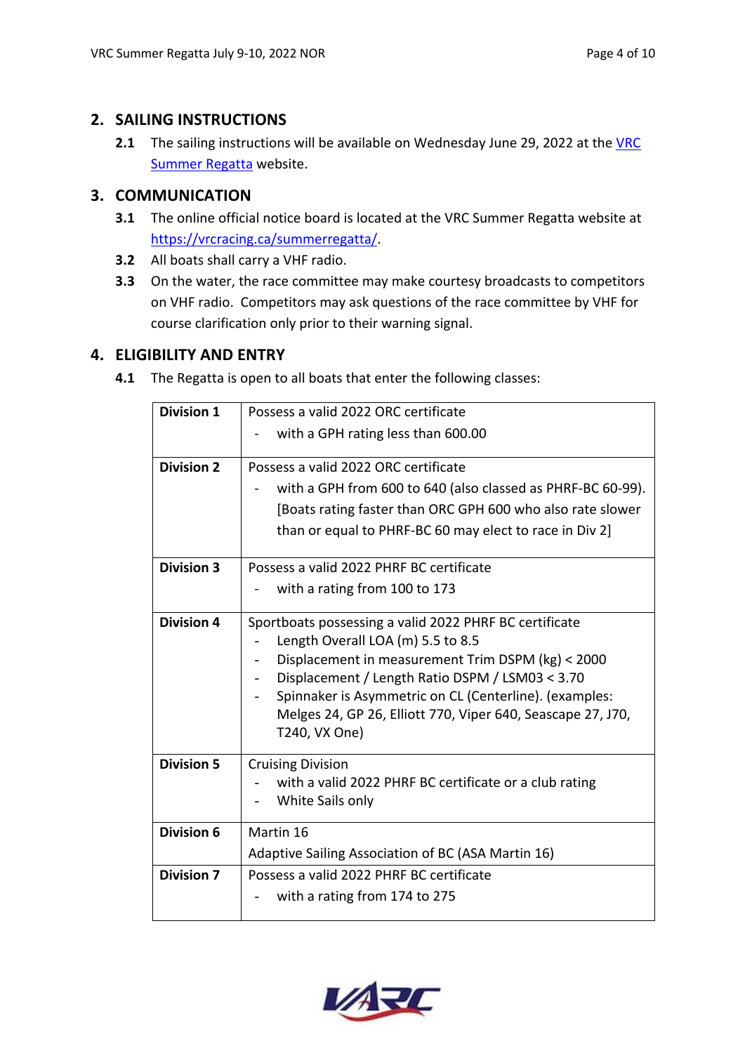## 2. SAILING INSTRUCTIONS

**2.1** The sailing instructions will be available on Wednesday June 29, 2022 at the [VRC Summer Regatta](https://vrcracing.ca/summerregatta/) website.

## 3. COMMUNICATION

**3.1** The online official notice board is located at the VRC Summer Regatta website at [https://vrcracing.ca/summerregatta/](https://vrcracing.ca/summerregatta/).

**3.2** All boats shall carry a VHF radio.

**3.3** On the water, the race committee may make courtesy broadcasts to competitors on VHF radio. Competitors may ask questions of the race committee by VHF for course clarification only prior to their warning signal.

## 4. ELIGIBILITY AND ENTRY

**4.1** The Regatta is open to all boats that enter the following classes:

| | |
|---|---|
| **Division 1** | Possess a valid 2022 ORC certificate<br>- with a GPH rating less than 600.00 |
| **Division 2** | Possess a valid 2022 ORC certificate<br>- with a GPH from 600 to 640 (also classed as PHRF-BC 60-99). [Boats rating faster than ORC GPH 600 who also rate slower than or equal to PHRF-BC 60 may elect to race in Div 2] |
| **Division 3** | Possess a valid 2022 PHRF BC certificate<br>- with a rating from 100 to 173 |
| **Division 4** | Sportboats possessing a valid 2022 PHRF BC certificate<br>- Length Overall LOA (m) 5.5 to 8.5<br>- Displacement in measurement Trim DSPM (kg) < 2000<br>- Displacement / Length Ratio DSPM / LSM03 < 3.70<br>- Spinnaker is Asymmetric on CL (Centerline). (examples: Melges 24, GP 26, Elliott 770, Viper 640, Seascape 27, J70, T240, VX One) |
| **Division 5** | Cruising Division<br>- with a valid 2022 PHRF BC certificate or a club rating<br>- White Sails only |
| **Division 6** | Martin 16<br>Adaptive Sailing Association of BC (ASA Martin 16) |
| **Division 7** | Possess a valid 2022 PHRF BC certificate<br>- with a rating from 174 to 275 |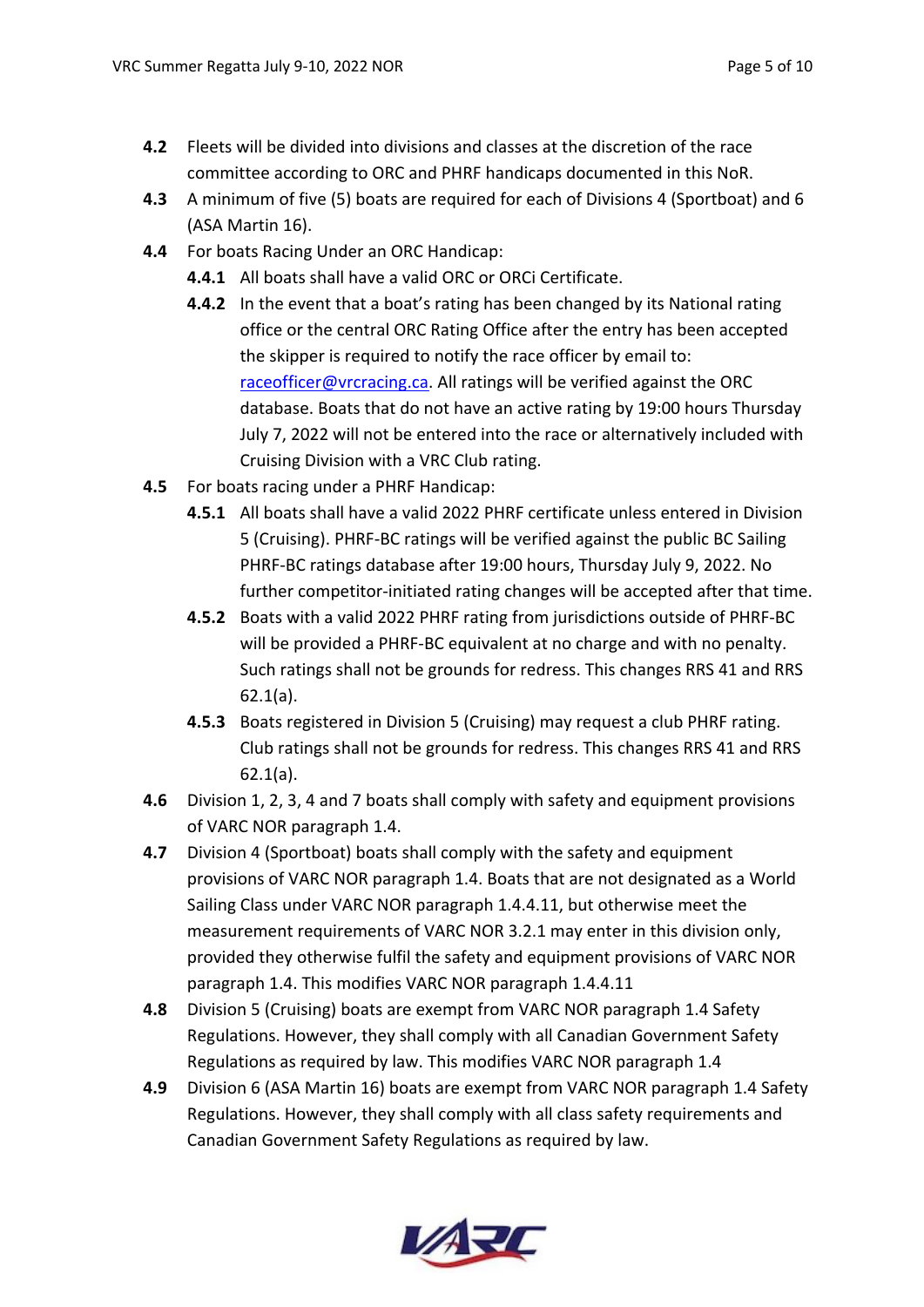**4.2** Fleets will be divided into divisions and classes at the discretion of the race committee according to ORC and PHRF handicaps documented in this NoR.

**4.3** A minimum of five (5) boats are required for each of Divisions 4 (Sportboat) and 6 (ASA Martin 16).

**4.4** For boats Racing Under an ORC Handicap:

- **4.4.1** All boats shall have a valid ORC or ORCi Certificate.
- **4.4.2** In the event that a boat's rating has been changed by its National rating office or the central ORC Rating Office after the entry has been accepted the skipper is required to notify the race officer by email to: [raceofficer@vrcracing.ca](mailto:raceofficer@vrcracing.ca). All ratings will be verified against the ORC database. Boats that do not have an active rating by 19:00 hours Thursday July 7, 2022 will not be entered into the race or alternatively included with Cruising Division with a VRC Club rating.

**4.5** For boats racing under a PHRF Handicap:

- **4.5.1** All boats shall have a valid 2022 PHRF certificate unless entered in Division 5 (Cruising). PHRF-BC ratings will be verified against the public BC Sailing PHRF-BC ratings database after 19:00 hours, Thursday July 9, 2022. No further competitor-initiated rating changes will be accepted after that time.
- **4.5.2** Boats with a valid 2022 PHRF rating from jurisdictions outside of PHRF-BC will be provided a PHRF-BC equivalent at no charge and with no penalty. Such ratings shall not be grounds for redress. This changes RRS 41 and RRS 62.1(a).
- **4.5.3** Boats registered in Division 5 (Cruising) may request a club PHRF rating. Club ratings shall not be grounds for redress. This changes RRS 41 and RRS 62.1(a).

**4.6** Division 1, 2, 3, 4 and 7 boats shall comply with safety and equipment provisions of VARC NOR paragraph 1.4.

**4.7** Division 4 (Sportboat) boats shall comply with the safety and equipment provisions of VARC NOR paragraph 1.4. Boats that are not designated as a World Sailing Class under VARC NOR paragraph 1.4.4.11, but otherwise meet the measurement requirements of VARC NOR 3.2.1 may enter in this division only, provided they otherwise fulfil the safety and equipment provisions of VARC NOR paragraph 1.4. This modifies VARC NOR paragraph 1.4.4.11

**4.8** Division 5 (Cruising) boats are exempt from VARC NOR paragraph 1.4 Safety Regulations. However, they shall comply with all Canadian Government Safety Regulations as required by law. This modifies VARC NOR paragraph 1.4

**4.9** Division 6 (ASA Martin 16) boats are exempt from VARC NOR paragraph 1.4 Safety Regulations. However, they shall comply with all class safety requirements and Canadian Government Safety Regulations as required by law.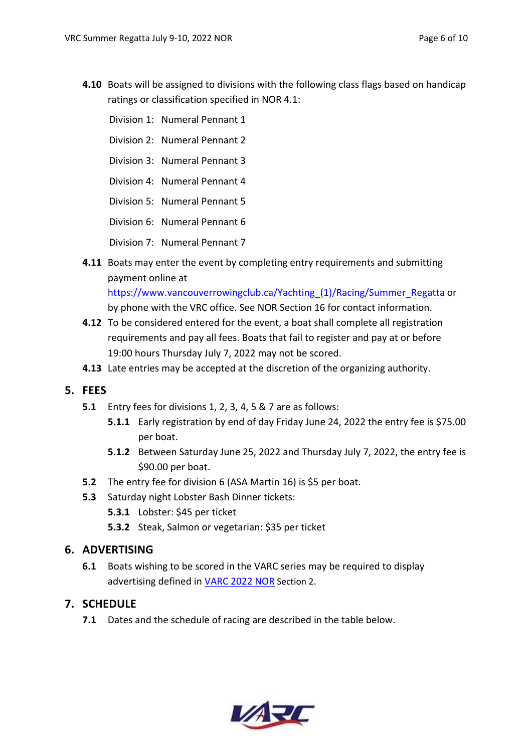**4.10** Boats will be assigned to divisions with the following class flags based on handicap ratings or classification specified in NOR 4.1:

Division 1: Numeral Pennant 1

Division 2: Numeral Pennant 2

Division 3: Numeral Pennant 3

Division 4: Numeral Pennant 4

Division 5: Numeral Pennant 5

Division 6: Numeral Pennant 6

Division 7: Numeral Pennant 7

**4.11** Boats may enter the event by completing entry requirements and submitting payment online at [https://www.vancouverrowingclub.ca/Yachting_(1)/Racing/Summer_Regatta](https://www.vancouverrowingclub.ca/Yachting_(1)/Racing/Summer_Regatta) or by phone with the VRC office. See NOR Section 16 for contact information.

**4.12** To be considered entered for the event, a boat shall complete all registration requirements and pay all fees. Boats that fail to register and pay at or before 19:00 hours Thursday July 7, 2022 may not be scored.

**4.13** Late entries may be accepted at the discretion of the organizing authority.

## 5. FEES

**5.1** Entry fees for divisions 1, 2, 3, 4, 5 & 7 are as follows:

**5.1.1** Early registration by end of day Friday June 24, 2022 the entry fee is $75.00 per boat.

**5.1.2** Between Saturday June 25, 2022 and Thursday July 7, 2022, the entry fee is $90.00 per boat.

**5.2** The entry fee for division 6 (ASA Martin 16) is $5 per boat.

**5.3** Saturday night Lobster Bash Dinner tickets:

**5.3.1** Lobster: $45 per ticket

**5.3.2** Steak, Salmon or vegetarian: $35 per ticket

## 6. ADVERTISING

**6.1** Boats wishing to be scored in the VARC series may be required to display advertising defined in VARC 2022 NOR Section 2.

## 7. SCHEDULE

**7.1** Dates and the schedule of racing are described in the table below.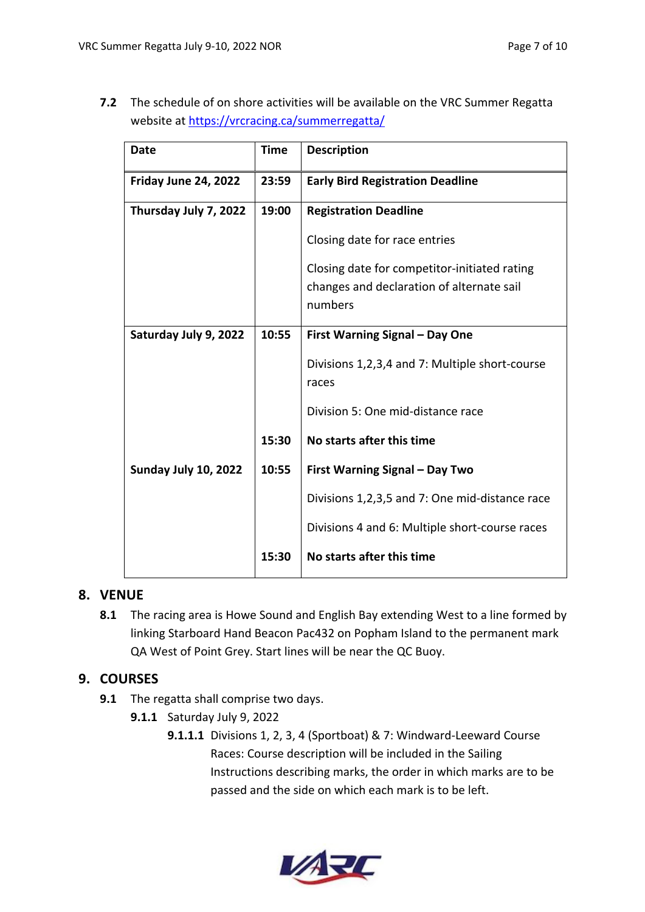**7.2** The schedule of on shore activities will be available on the VRC Summer Regatta website at [https://vrcracing.ca/summerregatta/](https://vrcracing.ca/summerregatta/)

| Date | Time | Description |
|---|---|---|
| **Friday June 24, 2022** | **23:59** | **Early Bird Registration Deadline** |
| **Thursday July 7, 2022** | **19:00** | **Registration Deadline**<br><br>Closing date for race entries<br><br>Closing date for competitor-initiated rating changes and declaration of alternate sail numbers |
| **Saturday July 9, 2022** | **10:55** | **First Warning Signal – Day One**<br><br>Divisions 1,2,3,4 and 7: Multiple short-course races<br><br>Division 5: One mid-distance race |
| | **15:30** | **No starts after this time** |
| **Sunday July 10, 2022** | **10:55** | **First Warning Signal – Day Two**<br><br>Divisions 1,2,3,5 and 7: One mid-distance race<br><br>Divisions 4 and 6: Multiple short-course races |
| | **15:30** | **No starts after this time** |

## 8. VENUE

**8.1** The racing area is Howe Sound and English Bay extending West to a line formed by linking Starboard Hand Beacon Pac432 on Popham Island to the permanent mark QA West of Point Grey. Start lines will be near the QC Buoy.

## 9. COURSES

**9.1** The regatta shall comprise two days.

**9.1.1** Saturday July 9, 2022

**9.1.1.1** Divisions 1, 2, 3, 4 (Sportboat) & 7: Windward-Leeward Course Races: Course description will be included in the Sailing Instructions describing marks, the order in which marks are to be passed and the side on which each mark is to be left.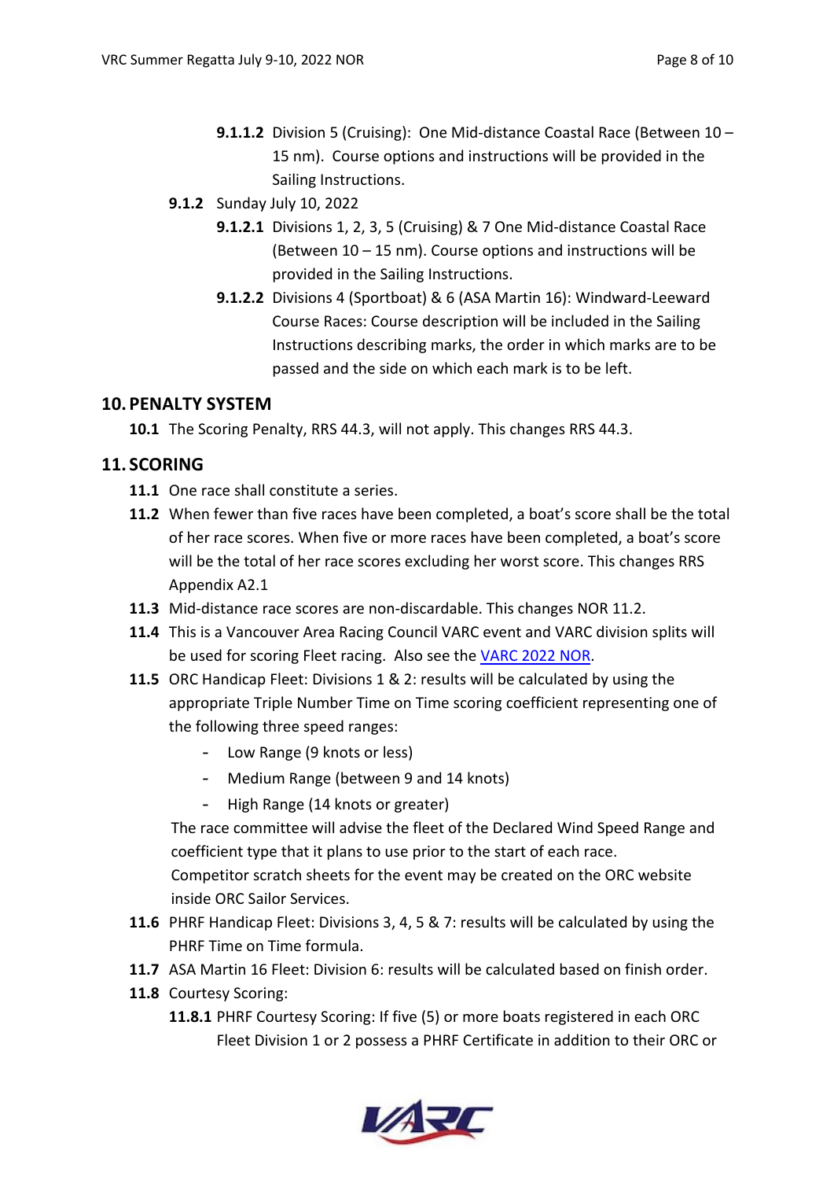**9.1.1.2** Division 5 (Cruising): One Mid-distance Coastal Race (Between 10 – 15 nm). Course options and instructions will be provided in the Sailing Instructions.

**9.1.2** Sunday July 10, 2022

**9.1.2.1** Divisions 1, 2, 3, 5 (Cruising) & 7 One Mid-distance Coastal Race (Between 10 – 15 nm). Course options and instructions will be provided in the Sailing Instructions.

**9.1.2.2** Divisions 4 (Sportboat) & 6 (ASA Martin 16): Windward-Leeward Course Races: Course description will be included in the Sailing Instructions describing marks, the order in which marks are to be passed and the side on which each mark is to be left.

## 10. PENALTY SYSTEM

**10.1** The Scoring Penalty, RRS 44.3, will not apply. This changes RRS 44.3.

## 11. SCORING

**11.1** One race shall constitute a series.

**11.2** When fewer than five races have been completed, a boat's score shall be the total of her race scores. When five or more races have been completed, a boat's score will be the total of her race scores excluding her worst score. This changes RRS Appendix A2.1

**11.3** Mid-distance race scores are non-discardable. This changes NOR 11.2.

**11.4** This is a Vancouver Area Racing Council VARC event and VARC division splits will be used for scoring Fleet racing. Also see the VARC 2022 NOR.

**11.5** ORC Handicap Fleet: Divisions 1 & 2: results will be calculated by using the appropriate Triple Number Time on Time scoring coefficient representing one of the following three speed ranges:

- Low Range (9 knots or less)
- Medium Range (between 9 and 14 knots)
- High Range (14 knots or greater)

The race committee will advise the fleet of the Declared Wind Speed Range and coefficient type that it plans to use prior to the start of each race.
Competitor scratch sheets for the event may be created on the ORC website inside ORC Sailor Services.

**11.6** PHRF Handicap Fleet: Divisions 3, 4, 5 & 7: results will be calculated by using the PHRF Time on Time formula.

**11.7** ASA Martin 16 Fleet: Division 6: results will be calculated based on finish order.

**11.8** Courtesy Scoring:

**11.8.1** PHRF Courtesy Scoring: If five (5) or more boats registered in each ORC Fleet Division 1 or 2 possess a PHRF Certificate in addition to their ORC or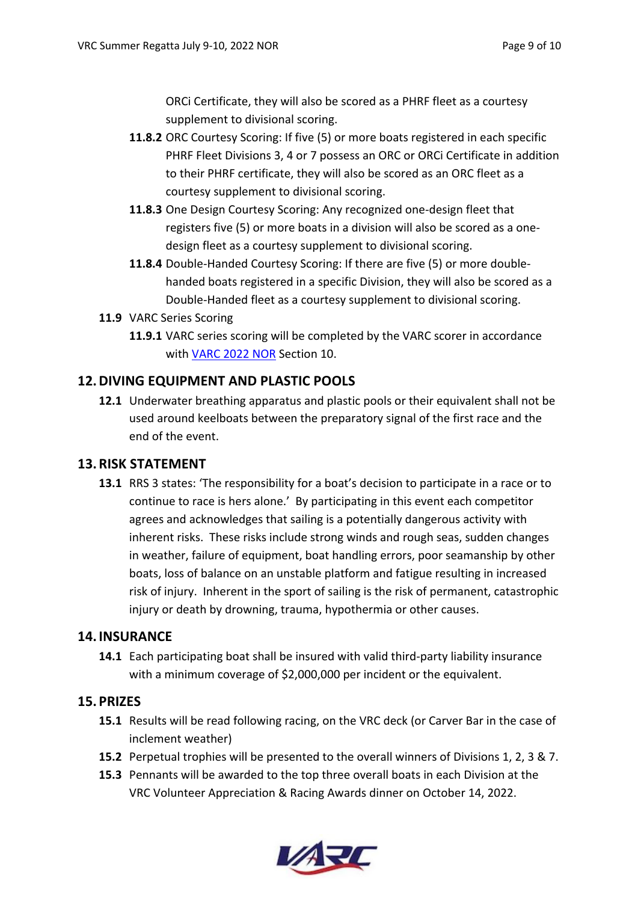ORCi Certificate, they will also be scored as a PHRF fleet as a courtesy supplement to divisional scoring.

**11.8.2** ORC Courtesy Scoring: If five (5) or more boats registered in each specific PHRF Fleet Divisions 3, 4 or 7 possess an ORC or ORCi Certificate in addition to their PHRF certificate, they will also be scored as an ORC fleet as a courtesy supplement to divisional scoring.

**11.8.3** One Design Courtesy Scoring: Any recognized one-design fleet that registers five (5) or more boats in a division will also be scored as a one-design fleet as a courtesy supplement to divisional scoring.

**11.8.4** Double-Handed Courtesy Scoring: If there are five (5) or more double-handed boats registered in a specific Division, they will also be scored as a Double-Handed fleet as a courtesy supplement to divisional scoring.

**11.9** VARC Series Scoring

**11.9.1** VARC series scoring will be completed by the VARC scorer in accordance with VARC 2022 NOR Section 10.

## 12. DIVING EQUIPMENT AND PLASTIC POOLS

**12.1** Underwater breathing apparatus and plastic pools or their equivalent shall not be used around keelboats between the preparatory signal of the first race and the end of the event.

## 13. RISK STATEMENT

**13.1** RRS 3 states: 'The responsibility for a boat's decision to participate in a race or to continue to race is hers alone.' By participating in this event each competitor agrees and acknowledges that sailing is a potentially dangerous activity with inherent risks. These risks include strong winds and rough seas, sudden changes in weather, failure of equipment, boat handling errors, poor seamanship by other boats, loss of balance on an unstable platform and fatigue resulting in increased risk of injury. Inherent in the sport of sailing is the risk of permanent, catastrophic injury or death by drowning, trauma, hypothermia or other causes.

## 14. INSURANCE

**14.1** Each participating boat shall be insured with valid third-party liability insurance with a minimum coverage of $2,000,000 per incident or the equivalent.

## 15. PRIZES

**15.1** Results will be read following racing, on the VRC deck (or Carver Bar in the case of inclement weather)

**15.2** Perpetual trophies will be presented to the overall winners of Divisions 1, 2, 3 & 7.

**15.3** Pennants will be awarded to the top three overall boats in each Division at the VRC Volunteer Appreciation & Racing Awards dinner on October 14, 2022.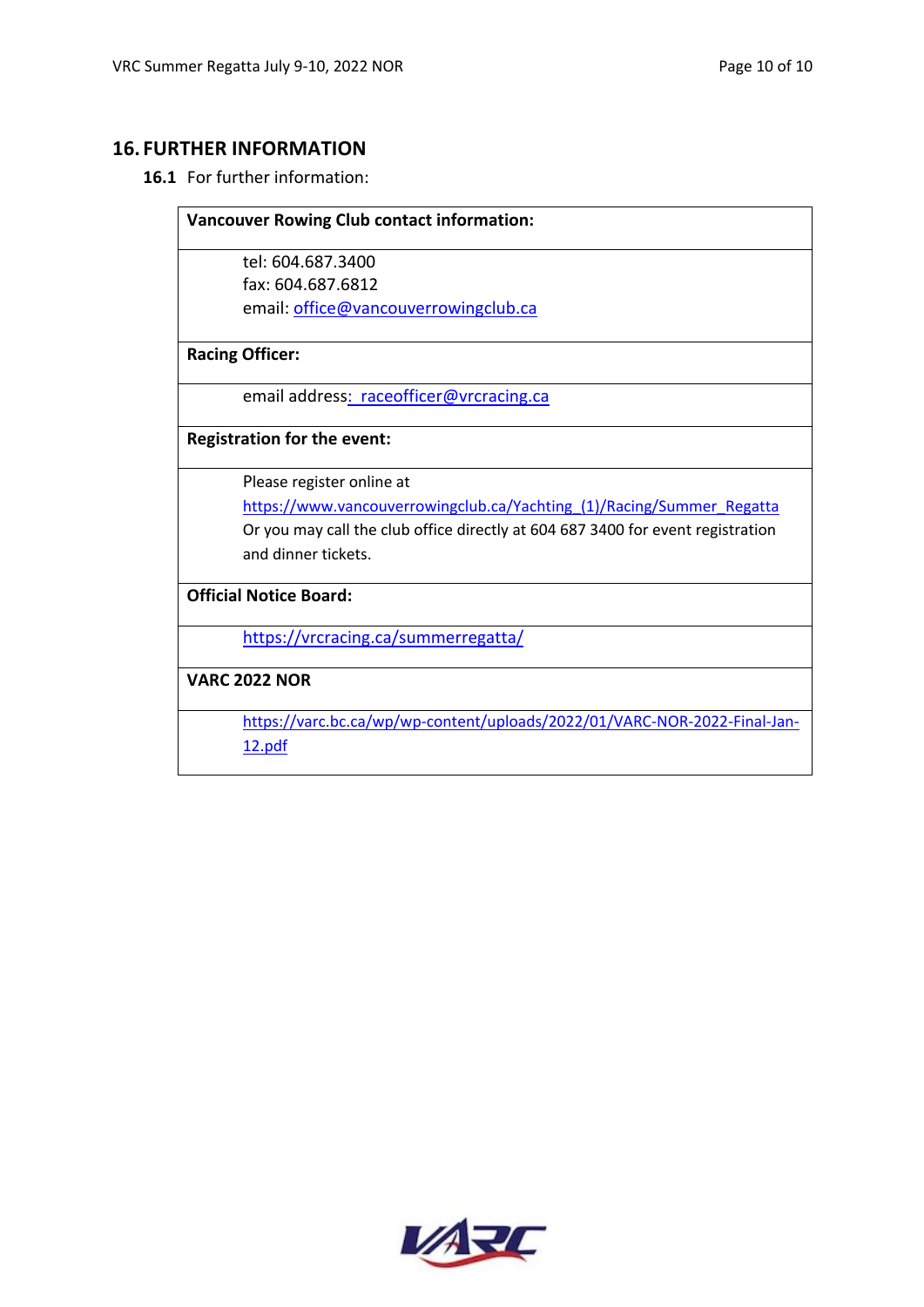## 16. FURTHER INFORMATION

**16.1** For further information:

| |
|---|
| **Vancouver Rowing Club contact information:** |
| tel: 604.687.3400<br>fax: 604.687.6812<br>email: office@vancouverrowingclub.ca |
| **Racing Officer:** |
| email address: raceofficer@vrcracing.ca |
| **Registration for the event:** |
| Please register online at https://www.vancouverrowingclub.ca/Yachting_(1)/Racing/Summer_Regatta<br>Or you may call the club office directly at 604 687 3400 for event registration and dinner tickets. |
| **Official Notice Board:** |
| https://vrcracing.ca/summerregatta/ |
| **VARC 2022 NOR** |
| https://varc.bc.ca/wp/wp-content/uploads/2022/01/VARC-NOR-2022-Final-Jan-12.pdf |